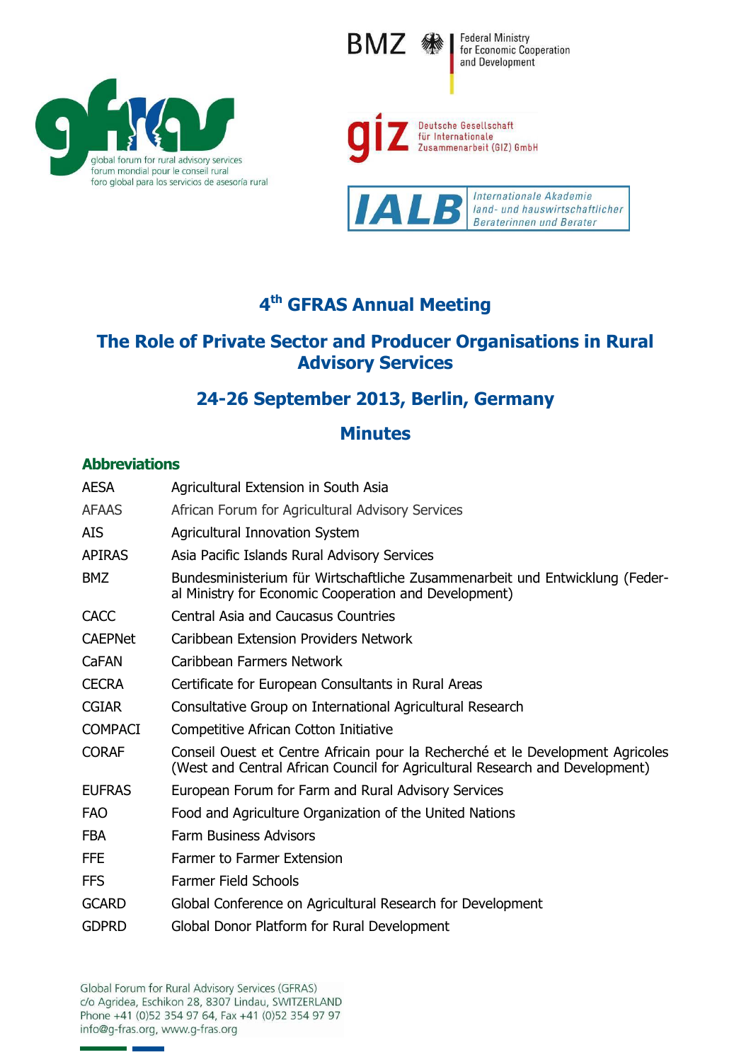global forum for rural advisory services
forum mondial pour le conseil rural
foro global para los servicios de asesoría rural

BMZ Federal Ministry for Economic Cooperation and Development

giz Deutsche Gesellschaft für Internationale Zusammenarbeit (GIZ) GmbH

IALB Internationale Akademie land- und hauswirtschaftlicher Beraterinnen und Berater

# 4th GFRAS Annual Meeting

## The Role of Private Sector and Producer Organisations in Rural Advisory Services

## 24-26 September 2013, Berlin, Germany

## Minutes

### Abbreviations

| | |
|---|---|
| AESA | Agricultural Extension in South Asia |
| AFAAS | African Forum for Agricultural Advisory Services |
| AIS | Agricultural Innovation System |
| APIRAS | Asia Pacific Islands Rural Advisory Services |
| BMZ | Bundesministerium für Wirtschaftliche Zusammenarbeit und Entwicklung (Federal Ministry for Economic Cooperation and Development) |
| CACC | Central Asia and Caucasus Countries |
| CAEPNet | Caribbean Extension Providers Network |
| CaFAN | Caribbean Farmers Network |
| CECRA | Certificate for European Consultants in Rural Areas |
| CGIAR | Consultative Group on International Agricultural Research |
| COMPACI | Competitive African Cotton Initiative |
| CORAF | Conseil Ouest et Centre Africain pour la Recherché et le Development Agricoles (West and Central African Council for Agricultural Research and Development) |
| EUFRAS | European Forum for Farm and Rural Advisory Services |
| FAO | Food and Agriculture Organization of the United Nations |
| FBA | Farm Business Advisors |
| FFE | Farmer to Farmer Extension |
| FFS | Farmer Field Schools |
| GCARD | Global Conference on Agricultural Research for Development |
| GDPRD | Global Donor Platform for Rural Development |

Global Forum for Rural Advisory Services (GFRAS)
c/o Agridea, Eschikon 28, 8307 Lindau, SWITZERLAND
Phone +41 (0)52 354 97 64, Fax +41 (0)52 354 97 97
info@g-fras.org, www.g-fras.org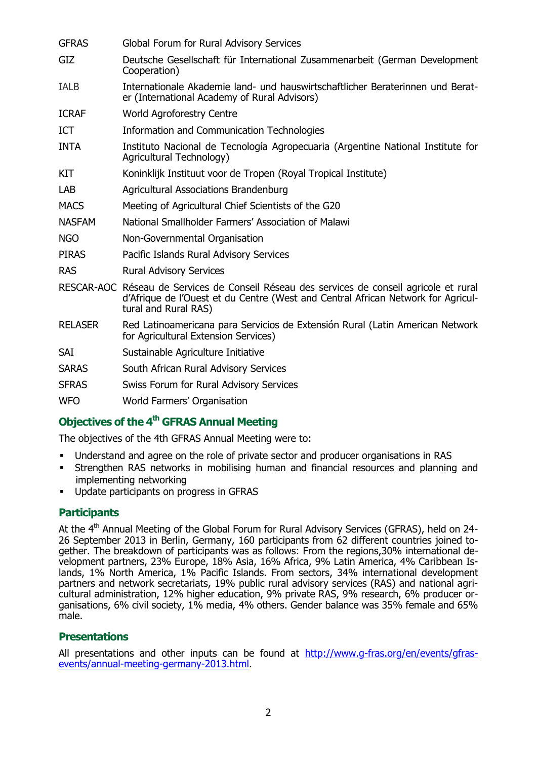| | |
|---|---|
| GFRAS | Global Forum for Rural Advisory Services |
| GIZ | Deutsche Gesellschaft für International Zusammenarbeit (German Development Cooperation) |
| IALB | Internationale Akademie land- und hauswirtschaftlicher Beraterinnen und Berater (International Academy of Rural Advisors) |
| ICRAF | World Agroforestry Centre |
| ICT | Information and Communication Technologies |
| INTA | Instituto Nacional de Tecnología Agropecuaria (Argentine National Institute for Agricultural Technology) |
| KIT | Koninklijk Instituut voor de Tropen (Royal Tropical Institute) |
| LAB | Agricultural Associations Brandenburg |
| MACS | Meeting of Agricultural Chief Scientists of the G20 |
| NASFAM | National Smallholder Farmers' Association of Malawi |
| NGO | Non-Governmental Organisation |
| PIRAS | Pacific Islands Rural Advisory Services |
| RAS | Rural Advisory Services |
| RESCAR-AOC | Réseau de Services de Conseil Réseau des services de conseil agricole et rural d'Afrique de l'Ouest et du Centre (West and Central African Network for Agricultural and Rural RAS) |
| RELASER | Red Latinoamericana para Servicios de Extensión Rural (Latin American Network for Agricultural Extension Services) |
| SAI | Sustainable Agriculture Initiative |
| SARAS | South African Rural Advisory Services |
| SFRAS | Swiss Forum for Rural Advisory Services |
| WFO | World Farmers' Organisation |

## Objectives of the 4th GFRAS Annual Meeting

The objectives of the 4th GFRAS Annual Meeting were to:

- Understand and agree on the role of private sector and producer organisations in RAS
- Strengthen RAS networks in mobilising human and financial resources and planning and implementing networking
- Update participants on progress in GFRAS

## Participants

At the 4th Annual Meeting of the Global Forum for Rural Advisory Services (GFRAS), held on 24-26 September 2013 in Berlin, Germany, 160 participants from 62 different countries joined together. The breakdown of participants was as follows: From the regions,30% international development partners, 23% Europe, 18% Asia, 16% Africa, 9% Latin America, 4% Caribbean Islands, 1% North America, 1% Pacific Islands. From sectors, 34% international development partners and network secretariats, 19% public rural advisory services (RAS) and national agricultural administration, 12% higher education, 9% private RAS, 9% research, 6% producer organisations, 6% civil society, 1% media, 4% others. Gender balance was 35% female and 65% male.

## Presentations

All presentations and other inputs can be found at [http://www.g-fras.org/en/events/gfras-events/annual-meeting-germany-2013.html](http://www.g-fras.org/en/events/gfras-events/annual-meeting-germany-2013.html).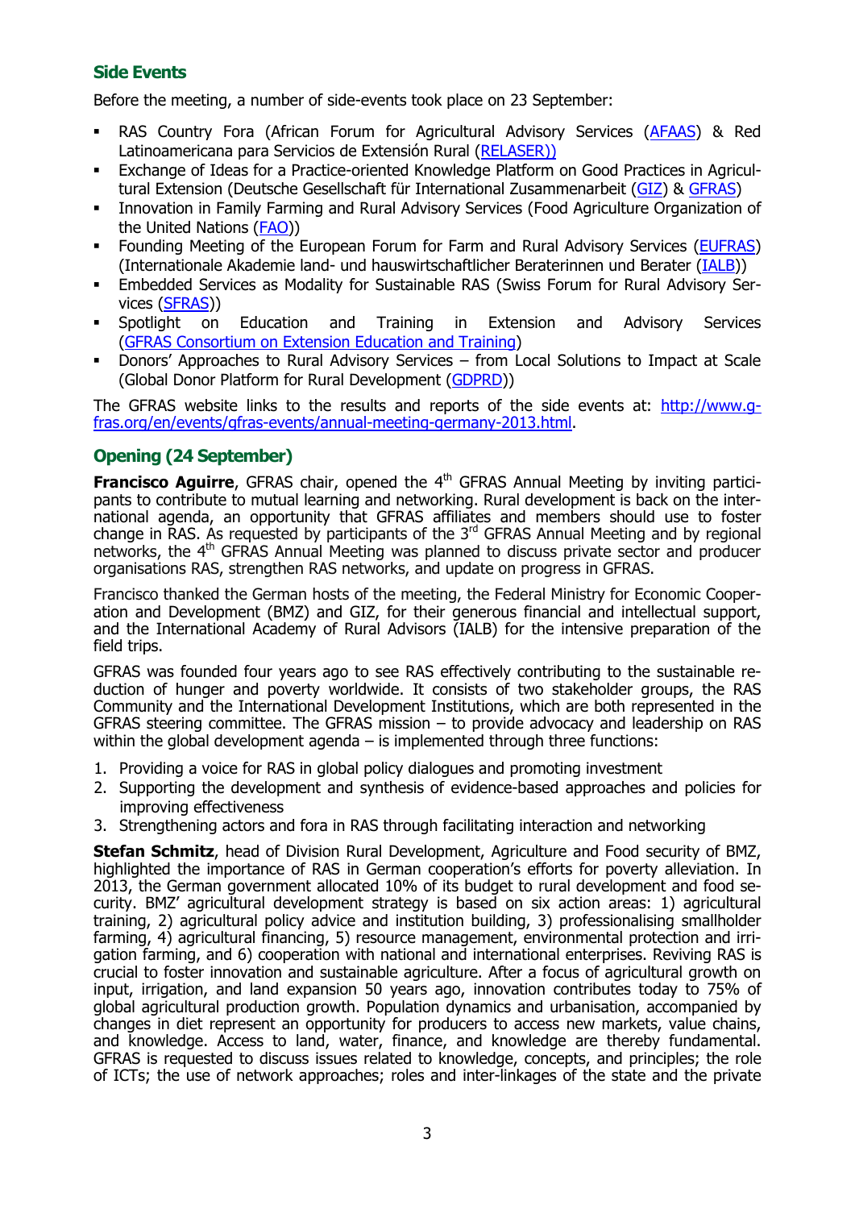## Side Events

Before the meeting, a number of side-events took place on 23 September:

- RAS Country Fora (African Forum for Agricultural Advisory Services (AFAAS) & Red Latinoamericana para Servicios de Extensión Rural (RELASER))
- Exchange of Ideas for a Practice-oriented Knowledge Platform on Good Practices in Agricultural Extension (Deutsche Gesellschaft für International Zusammenarbeit (GIZ) & GFRAS)
- Innovation in Family Farming and Rural Advisory Services (Food Agriculture Organization of the United Nations (FAO))
- Founding Meeting of the European Forum for Farm and Rural Advisory Services (EUFRAS) (Internationale Akademie land- und hauswirtschaftlicher Beraterinnen und Berater (IALB))
- Embedded Services as Modality for Sustainable RAS (Swiss Forum for Rural Advisory Services (SFRAS))
- Spotlight on Education and Training in Extension and Advisory Services (GFRAS Consortium on Extension Education and Training)
- Donors' Approaches to Rural Advisory Services – from Local Solutions to Impact at Scale (Global Donor Platform for Rural Development (GDPRD))

The GFRAS website links to the results and reports of the side events at: http://www.g-fras.org/en/events/gfras-events/annual-meeting-germany-2013.html.

## Opening (24 September)

**Francisco Aguirre**, GFRAS chair, opened the 4th GFRAS Annual Meeting by inviting participants to contribute to mutual learning and networking. Rural development is back on the international agenda, an opportunity that GFRAS affiliates and members should use to foster change in RAS. As requested by participants of the 3rd GFRAS Annual Meeting and by regional networks, the 4th GFRAS Annual Meeting was planned to discuss private sector and producer organisations RAS, strengthen RAS networks, and update on progress in GFRAS.

Francisco thanked the German hosts of the meeting, the Federal Ministry for Economic Cooperation and Development (BMZ) and GIZ, for their generous financial and intellectual support, and the International Academy of Rural Advisors (IALB) for the intensive preparation of the field trips.

GFRAS was founded four years ago to see RAS effectively contributing to the sustainable reduction of hunger and poverty worldwide. It consists of two stakeholder groups, the RAS Community and the International Development Institutions, which are both represented in the GFRAS steering committee. The GFRAS mission – to provide advocacy and leadership on RAS within the global development agenda – is implemented through three functions:

1. Providing a voice for RAS in global policy dialogues and promoting investment
2. Supporting the development and synthesis of evidence-based approaches and policies for improving effectiveness
3. Strengthening actors and fora in RAS through facilitating interaction and networking

**Stefan Schmitz**, head of Division Rural Development, Agriculture and Food security of BMZ, highlighted the importance of RAS in German cooperation's efforts for poverty alleviation. In 2013, the German government allocated 10% of its budget to rural development and food security. BMZ' agricultural development strategy is based on six action areas: 1) agricultural training, 2) agricultural policy advice and institution building, 3) professionalising smallholder farming, 4) agricultural financing, 5) resource management, environmental protection and irrigation farming, and 6) cooperation with national and international enterprises. Reviving RAS is crucial to foster innovation and sustainable agriculture. After a focus of agricultural growth on input, irrigation, and land expansion 50 years ago, innovation contributes today to 75% of global agricultural production growth. Population dynamics and urbanisation, accompanied by changes in diet represent an opportunity for producers to access new markets, value chains, and knowledge. Access to land, water, finance, and knowledge are thereby fundamental. GFRAS is requested to discuss issues related to knowledge, concepts, and principles; the role of ICTs; the use of network approaches; roles and inter-linkages of the state and the private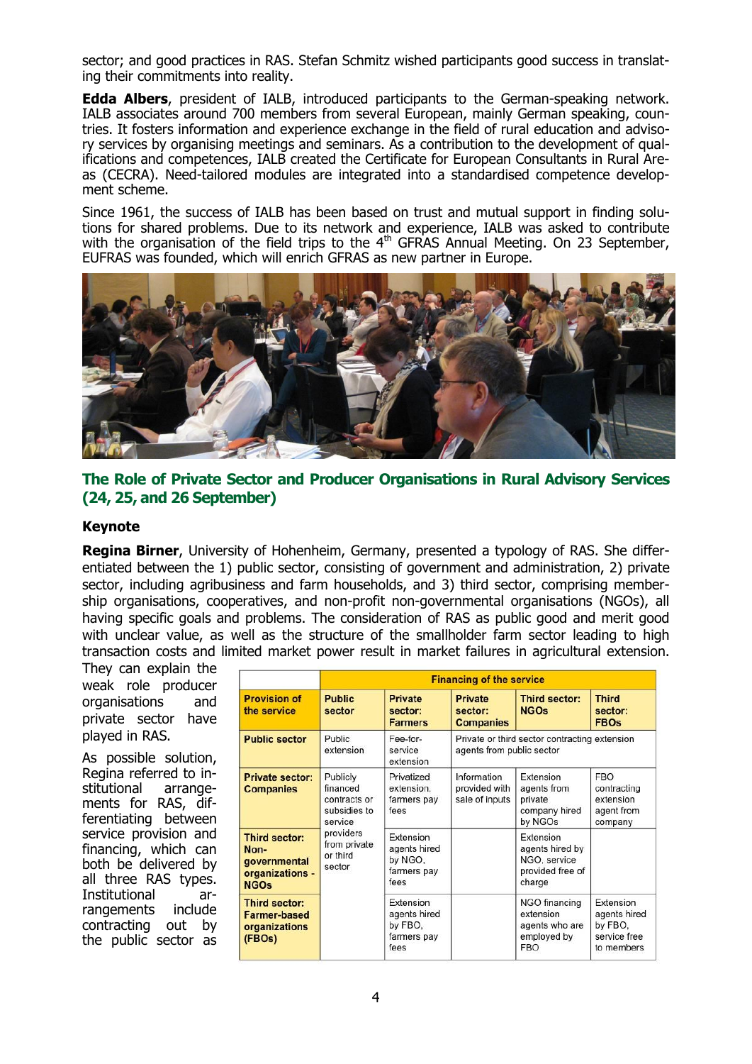sector; and good practices in RAS. Stefan Schmitz wished participants good success in translating their commitments into reality.

**Edda Albers**, president of IALB, introduced participants to the German-speaking network. IALB associates around 700 members from several European, mainly German speaking, countries. It fosters information and experience exchange in the field of rural education and advisory services by organising meetings and seminars. As a contribution to the development of qualifications and competences, IALB created the Certificate for European Consultants in Rural Areas (CECRA). Need-tailored modules are integrated into a standardised competence development scheme.

Since 1961, the success of IALB has been based on trust and mutual support in finding solutions for shared problems. Due to its network and experience, IALB was asked to contribute with the organisation of the field trips to the 4th GFRAS Annual Meeting. On 23 September, EUFRAS was founded, which will enrich GFRAS as new partner in Europe.

## The Role of Private Sector and Producer Organisations in Rural Advisory Services (24, 25, and 26 September)

### Keynote

**Regina Birner**, University of Hohenheim, Germany, presented a typology of RAS. She differentiated between the 1) public sector, consisting of government and administration, 2) private sector, including agribusiness and farm households, and 3) third sector, comprising membership organisations, cooperatives, and non-profit non-governmental organisations (NGOs), all having specific goals and problems. The consideration of RAS as public good and merit good with unclear value, as well as the structure of the smallholder farm sector leading to high transaction costs and limited market power result in market failures in agricultural extension. They can explain the weak role producer organisations and private sector have played in RAS.

As possible solution, Regina referred to institutional arrangements for RAS, differentiating between service provision and financing, which can both be delivered by all three RAS types. Institutional arrangements include contracting out by the public sector as

| | Financing of the service | | | | |
|---|---|---|---|---|---|
| **Provision of the service** | **Public sector** | **Private sector: Farmers** | **Private sector: Companies** | **Third sector: NGOs** | **Third sector: FBOs** |
| **Public sector** | Public extension | Fee-for-service extension | Private or third sector contracting extension agents from public sector | | |
| **Private sector: Companies** | Publicly financed contracts or subsidies to service providers from private or third sector | Privatized extension, farmers pay fees | Information provided with sale of inputs | Extension agents from private company hired by NGOs | FBO contracting extension agent from company |
| **Third sector: Non-governmental organizations - NGOs** | | Extension agents hired by NGO, farmers pay fees | | Extension agents hired by NGO, service provided free of charge | |
| **Third sector: Farmer-based organizations (FBOs)** | | Extension agents hired by FBO, farmers pay fees | | NGO financing extension agents who are employed by FBO | Extension agents hired by FBO, service free to members |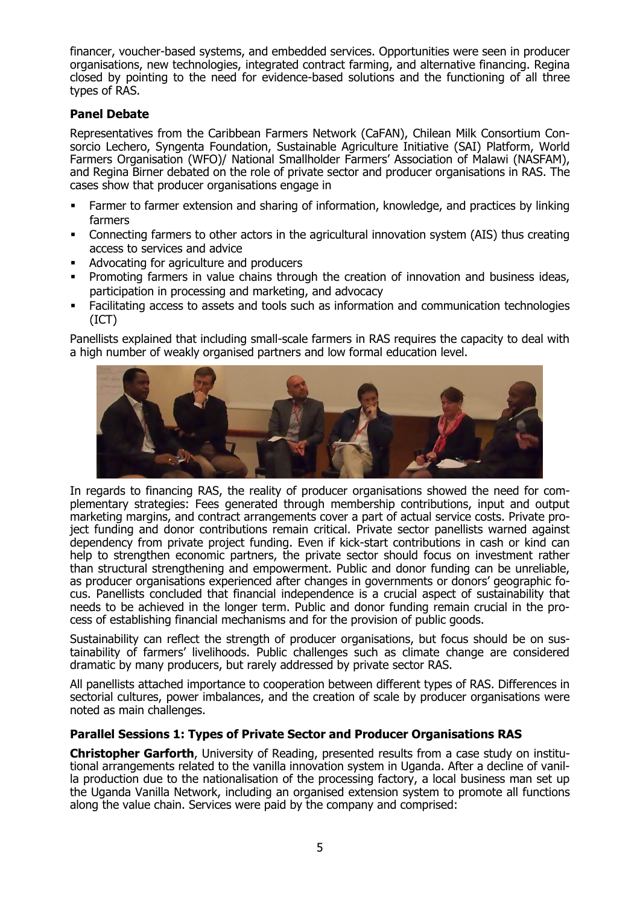financer, voucher-based systems, and embedded services. Opportunities were seen in producer organisations, new technologies, integrated contract farming, and alternative financing. Regina closed by pointing to the need for evidence-based solutions and the functioning of all three types of RAS.

### Panel Debate

Representatives from the Caribbean Farmers Network (CaFAN), Chilean Milk Consortium Consorcio Lechero, Syngenta Foundation, Sustainable Agriculture Initiative (SAI) Platform, World Farmers Organisation (WFO)/ National Smallholder Farmers' Association of Malawi (NASFAM), and Regina Birner debated on the role of private sector and producer organisations in RAS. The cases show that producer organisations engage in

- Farmer to farmer extension and sharing of information, knowledge, and practices by linking farmers
- Connecting farmers to other actors in the agricultural innovation system (AIS) thus creating access to services and advice
- Advocating for agriculture and producers
- Promoting farmers in value chains through the creation of innovation and business ideas, participation in processing and marketing, and advocacy
- Facilitating access to assets and tools such as information and communication technologies (ICT)

Panellists explained that including small-scale farmers in RAS requires the capacity to deal with a high number of weakly organised partners and low formal education level.

In regards to financing RAS, the reality of producer organisations showed the need for complementary strategies: Fees generated through membership contributions, input and output marketing margins, and contract arrangements cover a part of actual service costs. Private project funding and donor contributions remain critical. Private sector panellists warned against dependency from private project funding. Even if kick-start contributions in cash or kind can help to strengthen economic partners, the private sector should focus on investment rather than structural strengthening and empowerment. Public and donor funding can be unreliable, as producer organisations experienced after changes in governments or donors' geographic focus. Panellists concluded that financial independence is a crucial aspect of sustainability that needs to be achieved in the longer term. Public and donor funding remain crucial in the process of establishing financial mechanisms and for the provision of public goods.

Sustainability can reflect the strength of producer organisations, but focus should be on sustainability of farmers' livelihoods. Public challenges such as climate change are considered dramatic by many producers, but rarely addressed by private sector RAS.

All panellists attached importance to cooperation between different types of RAS. Differences in sectorial cultures, power imbalances, and the creation of scale by producer organisations were noted as main challenges.

### Parallel Sessions 1: Types of Private Sector and Producer Organisations RAS

**Christopher Garforth**, University of Reading, presented results from a case study on institutional arrangements related to the vanilla innovation system in Uganda. After a decline of vanilla production due to the nationalisation of the processing factory, a local business man set up the Uganda Vanilla Network, including an organised extension system to promote all functions along the value chain. Services were paid by the company and comprised: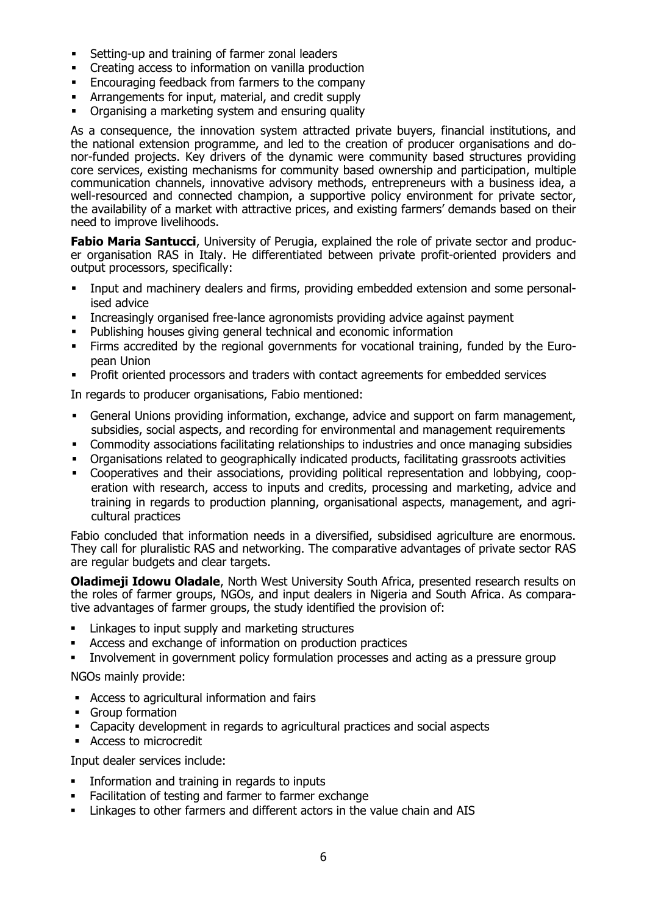- Setting-up and training of farmer zonal leaders
- Creating access to information on vanilla production
- Encouraging feedback from farmers to the company
- Arrangements for input, material, and credit supply
- Organising a marketing system and ensuring quality

As a consequence, the innovation system attracted private buyers, financial institutions, and the national extension programme, and led to the creation of producer organisations and donor-funded projects. Key drivers of the dynamic were community based structures providing core services, existing mechanisms for community based ownership and participation, multiple communication channels, innovative advisory methods, entrepreneurs with a business idea, a well-resourced and connected champion, a supportive policy environment for private sector, the availability of a market with attractive prices, and existing farmers' demands based on their need to improve livelihoods.

**Fabio Maria Santucci**, University of Perugia, explained the role of private sector and producer organisation RAS in Italy. He differentiated between private profit-oriented providers and output processors, specifically:

- Input and machinery dealers and firms, providing embedded extension and some personalised advice
- Increasingly organised free-lance agronomists providing advice against payment
- Publishing houses giving general technical and economic information
- Firms accredited by the regional governments for vocational training, funded by the European Union
- Profit oriented processors and traders with contact agreements for embedded services

In regards to producer organisations, Fabio mentioned:

- General Unions providing information, exchange, advice and support on farm management, subsidies, social aspects, and recording for environmental and management requirements
- Commodity associations facilitating relationships to industries and once managing subsidies
- Organisations related to geographically indicated products, facilitating grassroots activities
- Cooperatives and their associations, providing political representation and lobbying, cooperation with research, access to inputs and credits, processing and marketing, advice and training in regards to production planning, organisational aspects, management, and agricultural practices

Fabio concluded that information needs in a diversified, subsidised agriculture are enormous. They call for pluralistic RAS and networking. The comparative advantages of private sector RAS are regular budgets and clear targets.

**Oladimeji Idowu Oladale**, North West University South Africa, presented research results on the roles of farmer groups, NGOs, and input dealers in Nigeria and South Africa. As comparative advantages of farmer groups, the study identified the provision of:

- Linkages to input supply and marketing structures
- Access and exchange of information on production practices
- Involvement in government policy formulation processes and acting as a pressure group

NGOs mainly provide:

- Access to agricultural information and fairs
- Group formation
- Capacity development in regards to agricultural practices and social aspects
- Access to microcredit

Input dealer services include:

- Information and training in regards to inputs
- Facilitation of testing and farmer to farmer exchange
- Linkages to other farmers and different actors in the value chain and AIS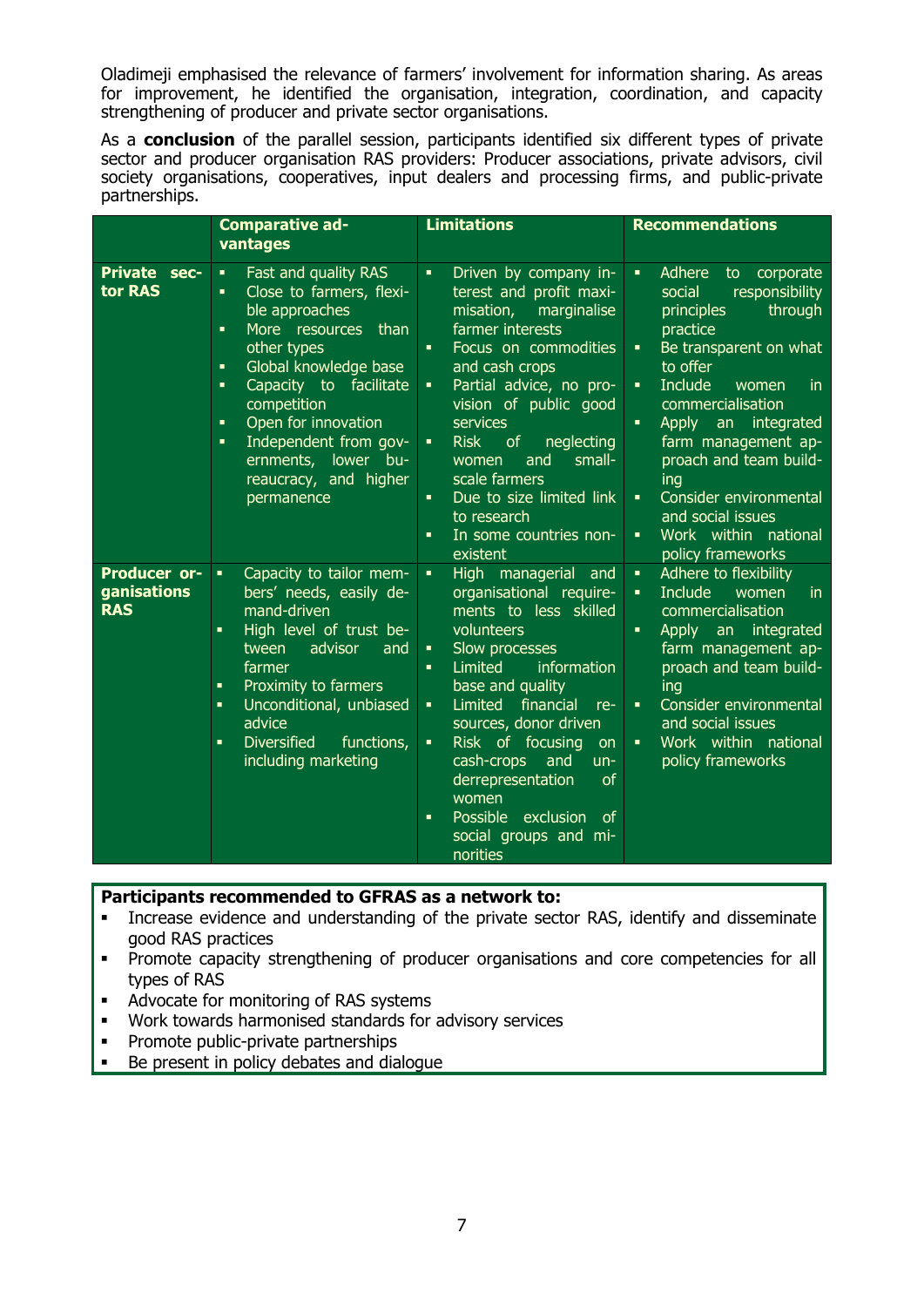Oladimeji emphasised the relevance of farmers' involvement for information sharing. As areas for improvement, he identified the organisation, integration, coordination, and capacity strengthening of producer and private sector organisations.

As a **conclusion** of the parallel session, participants identified six different types of private sector and producer organisation RAS providers: Producer associations, private advisors, civil society organisations, cooperatives, input dealers and processing firms, and public-private partnerships.

| | Comparative advantages | Limitations | Recommendations |
|---|---|---|---|
| **Private sector RAS** | ▪ Fast and quality RAS<br>▪ Close to farmers, flexible approaches<br>▪ More resources than other types<br>▪ Global knowledge base<br>▪ Capacity to facilitate competition<br>▪ Open for innovation<br>▪ Independent from governments, lower bureaucracy, and higher permanence | ▪ Driven by company interest and profit maximisation, marginalise farmer interests<br>▪ Focus on commodities and cash crops<br>▪ Partial advice, no provision of public good services<br>▪ Risk of neglecting women and small-scale farmers<br>▪ Due to size limited link to research<br>▪ In some countries non-existent | ▪ Adhere to corporate social responsibility principles through practice<br>▪ Be transparent on what to offer<br>▪ Include women in commercialisation<br>▪ Apply an integrated farm management approach and team building<br>▪ Consider environmental and social issues<br>▪ Work within national policy frameworks |
| **Producer organisations RAS** | ▪ Capacity to tailor members' needs, easily demand-driven<br>▪ High level of trust between advisor and farmer<br>▪ Proximity to farmers<br>▪ Unconditional, unbiased advice<br>▪ Diversified functions, including marketing | ▪ High managerial and organisational requirements to less skilled volunteers<br>▪ Slow processes<br>▪ Limited information base and quality<br>▪ Limited financial resources, donor driven<br>▪ Risk of focusing on cash-crops and underrepresentation of women<br>▪ Possible exclusion of social groups and minorities | ▪ Adhere to flexibility<br>▪ Include women in commercialisation<br>▪ Apply an integrated farm management approach and team building<br>▪ Consider environmental and social issues<br>▪ Work within national policy frameworks |

**Participants recommended to GFRAS as a network to:**

- Increase evidence and understanding of the private sector RAS, identify and disseminate good RAS practices
- Promote capacity strengthening of producer organisations and core competencies for all types of RAS
- Advocate for monitoring of RAS systems
- Work towards harmonised standards for advisory services
- Promote public-private partnerships
- Be present in policy debates and dialogue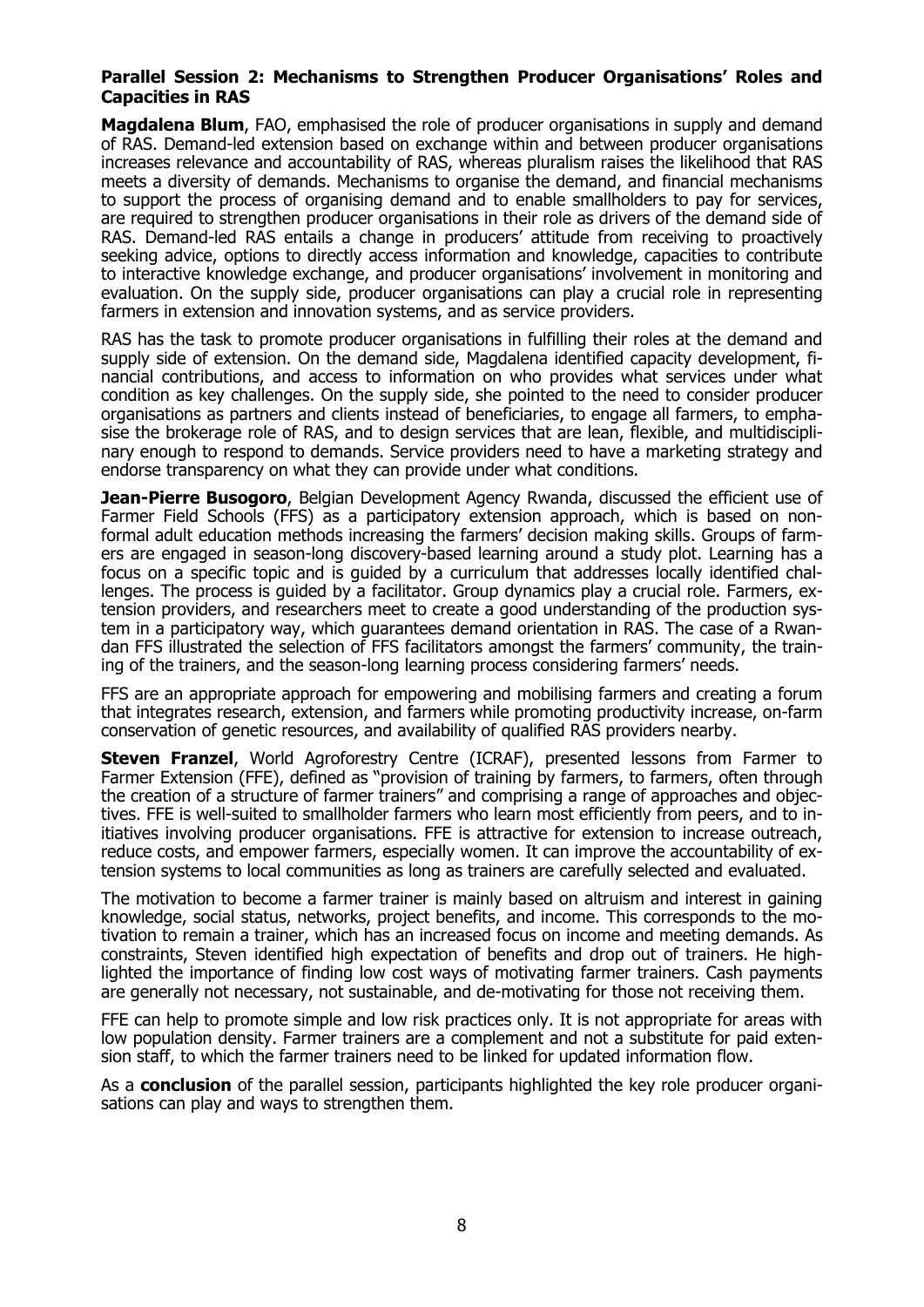**Parallel Session 2: Mechanisms to Strengthen Producer Organisations' Roles and Capacities in RAS**

**Magdalena Blum**, FAO, emphasised the role of producer organisations in supply and demand of RAS. Demand-led extension based on exchange within and between producer organisations increases relevance and accountability of RAS, whereas pluralism raises the likelihood that RAS meets a diversity of demands. Mechanisms to organise the demand, and financial mechanisms to support the process of organising demand and to enable smallholders to pay for services, are required to strengthen producer organisations in their role as drivers of the demand side of RAS. Demand-led RAS entails a change in producers' attitude from receiving to proactively seeking advice, options to directly access information and knowledge, capacities to contribute to interactive knowledge exchange, and producer organisations' involvement in monitoring and evaluation. On the supply side, producer organisations can play a crucial role in representing farmers in extension and innovation systems, and as service providers.

RAS has the task to promote producer organisations in fulfilling their roles at the demand and supply side of extension. On the demand side, Magdalena identified capacity development, financial contributions, and access to information on who provides what services under what condition as key challenges. On the supply side, she pointed to the need to consider producer organisations as partners and clients instead of beneficiaries, to engage all farmers, to emphasise the brokerage role of RAS, and to design services that are lean, flexible, and multidisciplinary enough to respond to demands. Service providers need to have a marketing strategy and endorse transparency on what they can provide under what conditions.

**Jean-Pierre Busogoro**, Belgian Development Agency Rwanda, discussed the efficient use of Farmer Field Schools (FFS) as a participatory extension approach, which is based on non-formal adult education methods increasing the farmers' decision making skills. Groups of farmers are engaged in season-long discovery-based learning around a study plot. Learning has a focus on a specific topic and is guided by a curriculum that addresses locally identified challenges. The process is guided by a facilitator. Group dynamics play a crucial role. Farmers, extension providers, and researchers meet to create a good understanding of the production system in a participatory way, which guarantees demand orientation in RAS. The case of a Rwandan FFS illustrated the selection of FFS facilitators amongst the farmers' community, the training of the trainers, and the season-long learning process considering farmers' needs.

FFS are an appropriate approach for empowering and mobilising farmers and creating a forum that integrates research, extension, and farmers while promoting productivity increase, on-farm conservation of genetic resources, and availability of qualified RAS providers nearby.

**Steven Franzel**, World Agroforestry Centre (ICRAF), presented lessons from Farmer to Farmer Extension (FFE), defined as "provision of training by farmers, to farmers, often through the creation of a structure of farmer trainers" and comprising a range of approaches and objectives. FFE is well-suited to smallholder farmers who learn most efficiently from peers, and to initiatives involving producer organisations. FFE is attractive for extension to increase outreach, reduce costs, and empower farmers, especially women. It can improve the accountability of extension systems to local communities as long as trainers are carefully selected and evaluated.

The motivation to become a farmer trainer is mainly based on altruism and interest in gaining knowledge, social status, networks, project benefits, and income. This corresponds to the motivation to remain a trainer, which has an increased focus on income and meeting demands. As constraints, Steven identified high expectation of benefits and drop out of trainers. He highlighted the importance of finding low cost ways of motivating farmer trainers. Cash payments are generally not necessary, not sustainable, and de-motivating for those not receiving them.

FFE can help to promote simple and low risk practices only. It is not appropriate for areas with low population density. Farmer trainers are a complement and not a substitute for paid extension staff, to which the farmer trainers need to be linked for updated information flow.

As a **conclusion** of the parallel session, participants highlighted the key role producer organisations can play and ways to strengthen them.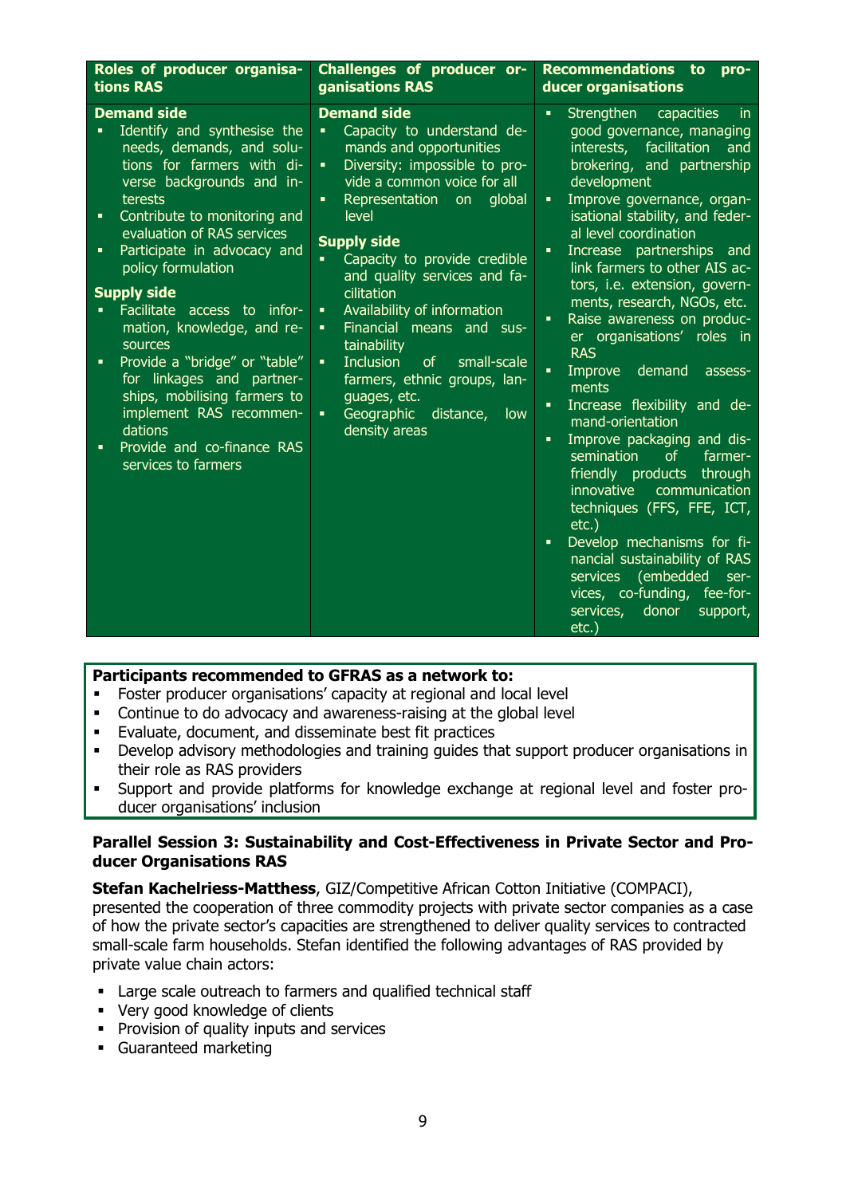| Roles of producer organisations RAS | Challenges of producer organisations RAS | Recommendations to producer organisations |
|---|---|---|
| **Demand side**<br>▪ Identify and synthesise the needs, demands, and solutions for farmers with diverse backgrounds and interests<br>▪ Contribute to monitoring and evaluation of RAS services<br>▪ Participate in advocacy and policy formulation<br>**Supply side**<br>▪ Facilitate access to information, knowledge, and resources<br>▪ Provide a "bridge" or "table" for linkages and partnerships, mobilising farmers to implement RAS recommendations<br>▪ Provide and co-finance RAS services to farmers | **Demand side**<br>▪ Capacity to understand demands and opportunities<br>▪ Diversity: impossible to provide a common voice for all<br>▪ Representation on global level<br>**Supply side**<br>▪ Capacity to provide credible and quality services and facilitation<br>▪ Availability of information<br>▪ Financial means and sustainability<br>▪ Inclusion of small-scale farmers, ethnic groups, languages, etc.<br>▪ Geographic distance, low density areas | ▪ Strengthen capacities in good governance, managing interests, facilitation and brokering, and partnership development<br>▪ Improve governance, organisational stability, and federal level coordination<br>▪ Increase partnerships and link farmers to other AIS actors, i.e. extension, governments, research, NGOs, etc.<br>▪ Raise awareness on producer organisations' roles in RAS<br>▪ Improve demand assessments<br>▪ Increase flexibility and demand-orientation<br>▪ Improve packaging and dissemination of farmer-friendly products through innovative communication techniques (FFS, FFE, ICT, etc.)<br>▪ Develop mechanisms for financial sustainability of RAS services (embedded services, co-funding, fee-for-services, donor support, etc.) |

**Participants recommended to GFRAS as a network to:**

- Foster producer organisations' capacity at regional and local level
- Continue to do advocacy and awareness-raising at the global level
- Evaluate, document, and disseminate best fit practices
- Develop advisory methodologies and training guides that support producer organisations in their role as RAS providers
- Support and provide platforms for knowledge exchange at regional level and foster producer organisations' inclusion

### Parallel Session 3: Sustainability and Cost-Effectiveness in Private Sector and Producer Organisations RAS

**Stefan Kachelriess-Matthess**, GIZ/Competitive African Cotton Initiative (COMPACI), presented the cooperation of three commodity projects with private sector companies as a case of how the private sector's capacities are strengthened to deliver quality services to contracted small-scale farm households. Stefan identified the following advantages of RAS provided by private value chain actors:

- Large scale outreach to farmers and qualified technical staff
- Very good knowledge of clients
- Provision of quality inputs and services
- Guaranteed marketing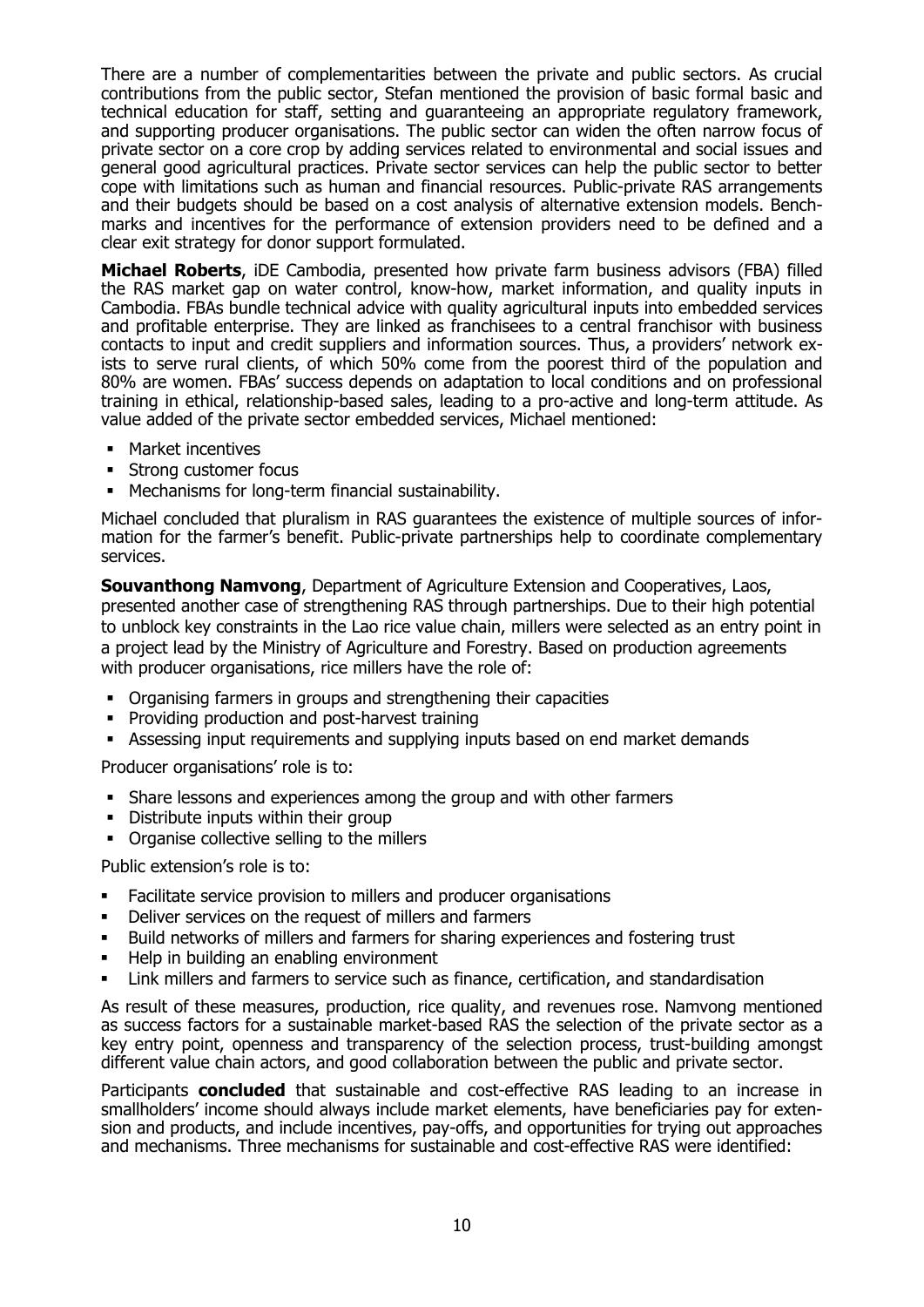There are a number of complementarities between the private and public sectors. As crucial contributions from the public sector, Stefan mentioned the provision of basic formal basic and technical education for staff, setting and guaranteeing an appropriate regulatory framework, and supporting producer organisations. The public sector can widen the often narrow focus of private sector on a core crop by adding services related to environmental and social issues and general good agricultural practices. Private sector services can help the public sector to better cope with limitations such as human and financial resources. Public-private RAS arrangements and their budgets should be based on a cost analysis of alternative extension models. Benchmarks and incentives for the performance of extension providers need to be defined and a clear exit strategy for donor support formulated.

**Michael Roberts**, iDE Cambodia, presented how private farm business advisors (FBA) filled the RAS market gap on water control, know-how, market information, and quality inputs in Cambodia. FBAs bundle technical advice with quality agricultural inputs into embedded services and profitable enterprise. They are linked as franchisees to a central franchisor with business contacts to input and credit suppliers and information sources. Thus, a providers' network exists to serve rural clients, of which 50% come from the poorest third of the population and 80% are women. FBAs' success depends on adaptation to local conditions and on professional training in ethical, relationship-based sales, leading to a pro-active and long-term attitude. As value added of the private sector embedded services, Michael mentioned:

- Market incentives
- Strong customer focus
- Mechanisms for long-term financial sustainability.

Michael concluded that pluralism in RAS guarantees the existence of multiple sources of information for the farmer's benefit. Public-private partnerships help to coordinate complementary services.

**Souvanthong Namvong**, Department of Agriculture Extension and Cooperatives, Laos, presented another case of strengthening RAS through partnerships. Due to their high potential to unblock key constraints in the Lao rice value chain, millers were selected as an entry point in a project lead by the Ministry of Agriculture and Forestry. Based on production agreements with producer organisations, rice millers have the role of:

- Organising farmers in groups and strengthening their capacities
- Providing production and post-harvest training
- Assessing input requirements and supplying inputs based on end market demands

Producer organisations' role is to:

- Share lessons and experiences among the group and with other farmers
- Distribute inputs within their group
- Organise collective selling to the millers

Public extension's role is to:

- Facilitate service provision to millers and producer organisations
- Deliver services on the request of millers and farmers
- Build networks of millers and farmers for sharing experiences and fostering trust
- Help in building an enabling environment
- Link millers and farmers to service such as finance, certification, and standardisation

As result of these measures, production, rice quality, and revenues rose. Namvong mentioned as success factors for a sustainable market-based RAS the selection of the private sector as a key entry point, openness and transparency of the selection process, trust-building amongst different value chain actors, and good collaboration between the public and private sector.

Participants **concluded** that sustainable and cost-effective RAS leading to an increase in smallholders' income should always include market elements, have beneficiaries pay for extension and products, and include incentives, pay-offs, and opportunities for trying out approaches and mechanisms. Three mechanisms for sustainable and cost-effective RAS were identified: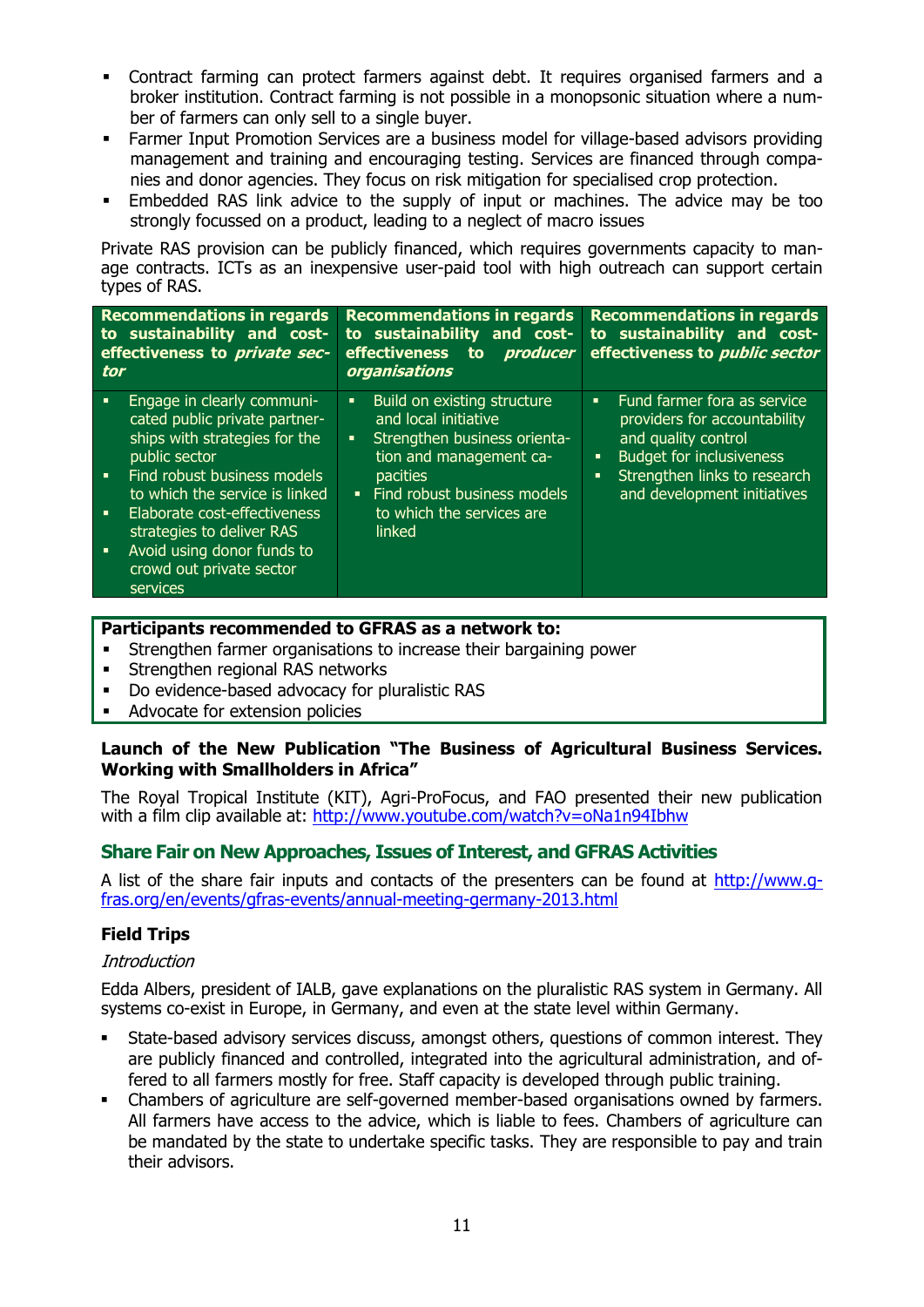- Contract farming can protect farmers against debt. It requires organised farmers and a broker institution. Contract farming is not possible in a monopsonic situation where a number of farmers can only sell to a single buyer.
- Farmer Input Promotion Services are a business model for village-based advisors providing management and training and encouraging testing. Services are financed through companies and donor agencies. They focus on risk mitigation for specialised crop protection.
- Embedded RAS link advice to the supply of input or machines. The advice may be too strongly focussed on a product, leading to a neglect of macro issues

Private RAS provision can be publicly financed, which requires governments capacity to manage contracts. ICTs as an inexpensive user-paid tool with high outreach can support certain types of RAS.

| Recommendations in regards to sustainability and cost-effectiveness to *private sector* | Recommendations in regards to sustainability and cost-effectiveness to *producer organisations* | Recommendations in regards to sustainability and cost-effectiveness to *public sector* |
|---|---|---|
| ▪ Engage in clearly communicated public private partnerships with strategies for the public sector<br>▪ Find robust business models to which the service is linked<br>▪ Elaborate cost-effectiveness strategies to deliver RAS<br>▪ Avoid using donor funds to crowd out private sector services | ▪ Build on existing structure and local initiative<br>▪ Strengthen business orientation and management capacities<br>▪ Find robust business models to which the services are linked | ▪ Fund farmer fora as service providers for accountability and quality control<br>▪ Budget for inclusiveness<br>▪ Strengthen links to research and development initiatives |

**Participants recommended to GFRAS as a network to:**

- Strengthen farmer organisations to increase their bargaining power
- Strengthen regional RAS networks
- Do evidence-based advocacy for pluralistic RAS
- Advocate for extension policies

**Launch of the New Publication "The Business of Agricultural Business Services. Working with Smallholders in Africa"**

The Royal Tropical Institute (KIT), Agri-ProFocus, and FAO presented their new publication with a film clip available at: http://www.youtube.com/watch?v=oNa1n94Ibhw

## Share Fair on New Approaches, Issues of Interest, and GFRAS Activities

A list of the share fair inputs and contacts of the presenters can be found at http://www.g-fras.org/en/events/gfras-events/annual-meeting-germany-2013.html

### Field Trips

*Introduction*

Edda Albers, president of IALB, gave explanations on the pluralistic RAS system in Germany. All systems co-exist in Europe, in Germany, and even at the state level within Germany.

- State-based advisory services discuss, amongst others, questions of common interest. They are publicly financed and controlled, integrated into the agricultural administration, and offered to all farmers mostly for free. Staff capacity is developed through public training.
- Chambers of agriculture are self-governed member-based organisations owned by farmers. All farmers have access to the advice, which is liable to fees. Chambers of agriculture can be mandated by the state to undertake specific tasks. They are responsible to pay and train their advisors.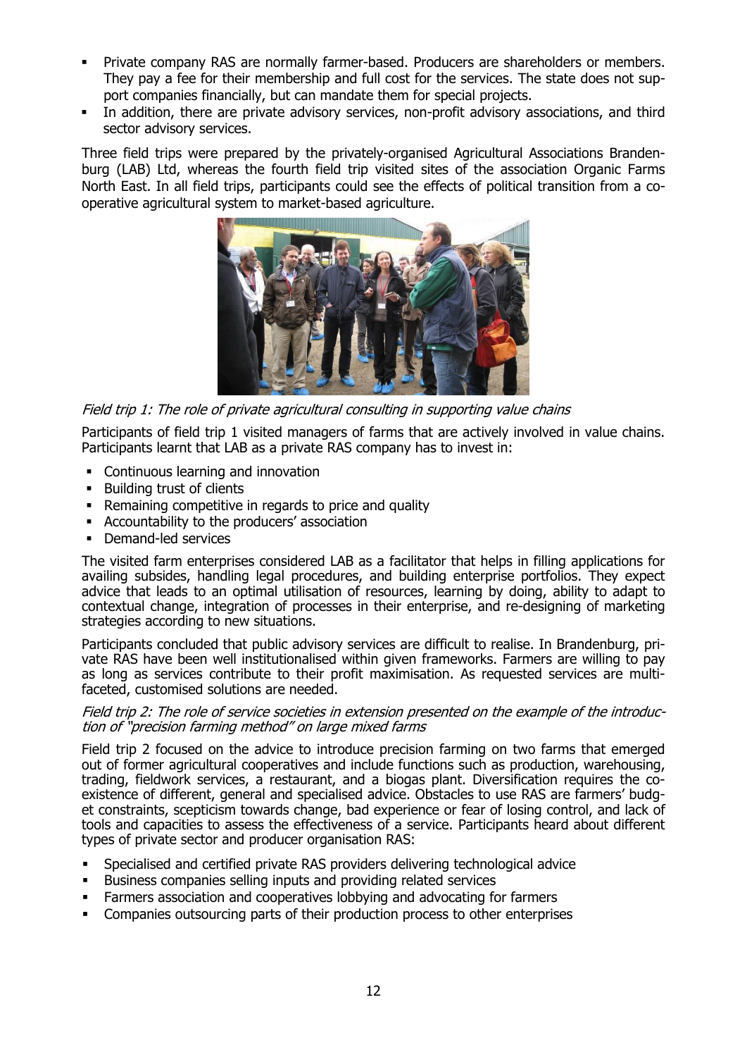- Private company RAS are normally farmer-based. Producers are shareholders or members. They pay a fee for their membership and full cost for the services. The state does not support companies financially, but can mandate them for special projects.
- In addition, there are private advisory services, non-profit advisory associations, and third sector advisory services.

Three field trips were prepared by the privately-organised Agricultural Associations Brandenburg (LAB) Ltd, whereas the fourth field trip visited sites of the association Organic Farms North East. In all field trips, participants could see the effects of political transition from a cooperative agricultural system to market-based agriculture.

*Field trip 1: The role of private agricultural consulting in supporting value chains*

Participants of field trip 1 visited managers of farms that are actively involved in value chains. Participants learnt that LAB as a private RAS company has to invest in:

- Continuous learning and innovation
- Building trust of clients
- Remaining competitive in regards to price and quality
- Accountability to the producers' association
- Demand-led services

The visited farm enterprises considered LAB as a facilitator that helps in filling applications for availing subsides, handling legal procedures, and building enterprise portfolios. They expect advice that leads to an optimal utilisation of resources, learning by doing, ability to adapt to contextual change, integration of processes in their enterprise, and re-designing of marketing strategies according to new situations.

Participants concluded that public advisory services are difficult to realise. In Brandenburg, private RAS have been well institutionalised within given frameworks. Farmers are willing to pay as long as services contribute to their profit maximisation. As requested services are multi-faceted, customised solutions are needed.

*Field trip 2: The role of service societies in extension presented on the example of the introduction of "precision farming method" on large mixed farms*

Field trip 2 focused on the advice to introduce precision farming on two farms that emerged out of former agricultural cooperatives and include functions such as production, warehousing, trading, fieldwork services, a restaurant, and a biogas plant. Diversification requires the co-existence of different, general and specialised advice. Obstacles to use RAS are farmers' budget constraints, scepticism towards change, bad experience or fear of losing control, and lack of tools and capacities to assess the effectiveness of a service. Participants heard about different types of private sector and producer organisation RAS:

- Specialised and certified private RAS providers delivering technological advice
- Business companies selling inputs and providing related services
- Farmers association and cooperatives lobbying and advocating for farmers
- Companies outsourcing parts of their production process to other enterprises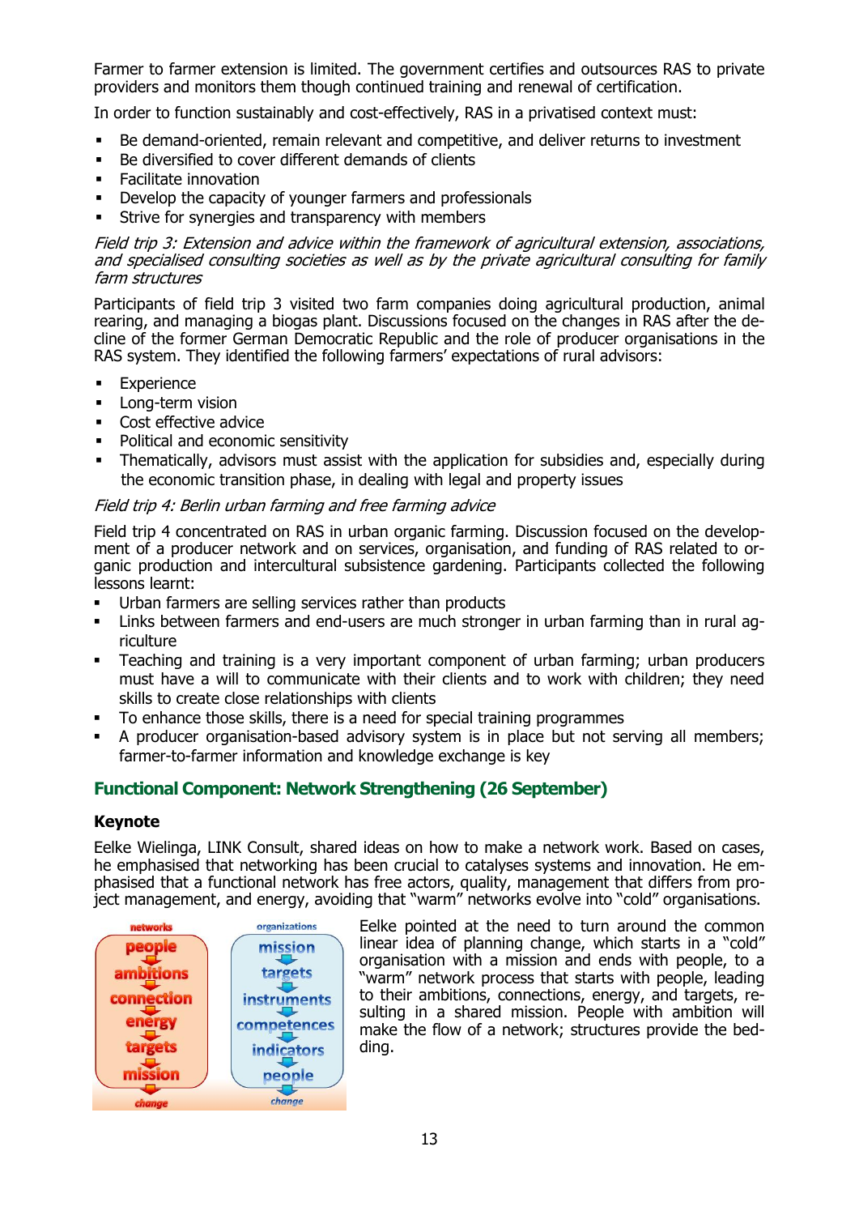Farmer to farmer extension is limited. The government certifies and outsources RAS to private providers and monitors them though continued training and renewal of certification.

In order to function sustainably and cost-effectively, RAS in a privatised context must:

- Be demand-oriented, remain relevant and competitive, and deliver returns to investment
- Be diversified to cover different demands of clients
- Facilitate innovation
- Develop the capacity of younger farmers and professionals
- Strive for synergies and transparency with members

*Field trip 3: Extension and advice within the framework of agricultural extension, associations, and specialised consulting societies as well as by the private agricultural consulting for family farm structures*

Participants of field trip 3 visited two farm companies doing agricultural production, animal rearing, and managing a biogas plant. Discussions focused on the changes in RAS after the decline of the former German Democratic Republic and the role of producer organisations in the RAS system. They identified the following farmers' expectations of rural advisors:

- Experience
- Long-term vision
- Cost effective advice
- Political and economic sensitivity
- Thematically, advisors must assist with the application for subsidies and, especially during the economic transition phase, in dealing with legal and property issues

*Field trip 4: Berlin urban farming and free farming advice*

Field trip 4 concentrated on RAS in urban organic farming. Discussion focused on the development of a producer network and on services, organisation, and funding of RAS related to organic production and intercultural subsistence gardening. Participants collected the following lessons learnt:

- Urban farmers are selling services rather than products
- Links between farmers and end-users are much stronger in urban farming than in rural agriculture
- Teaching and training is a very important component of urban farming; urban producers must have a will to communicate with their clients and to work with children; they need skills to create close relationships with clients
- To enhance those skills, there is a need for special training programmes
- A producer organisation-based advisory system is in place but not serving all members; farmer-to-farmer information and knowledge exchange is key

## Functional Component: Network Strengthening (26 September)

### Keynote

Eelke Wielinga, LINK Consult, shared ideas on how to make a network work. Based on cases, he emphasised that networking has been crucial to catalyses systems and innovation. He emphasised that a functional network has free actors, quality, management that differs from project management, and energy, avoiding that "warm" networks evolve into "cold" organisations.

| networks | organizations |
|---|---|
| people | mission |
| ambitions | targets |
| connection | instruments |
| energy | competences |
| targets | indicators |
| mission | people |
| change | change |

Eelke pointed at the need to turn around the common linear idea of planning change, which starts in a "cold" organisation with a mission and ends with people, to a "warm" network process that starts with people, leading to their ambitions, connections, energy, and targets, resulting in a shared mission. People with ambition will make the flow of a network; structures provide the bedding.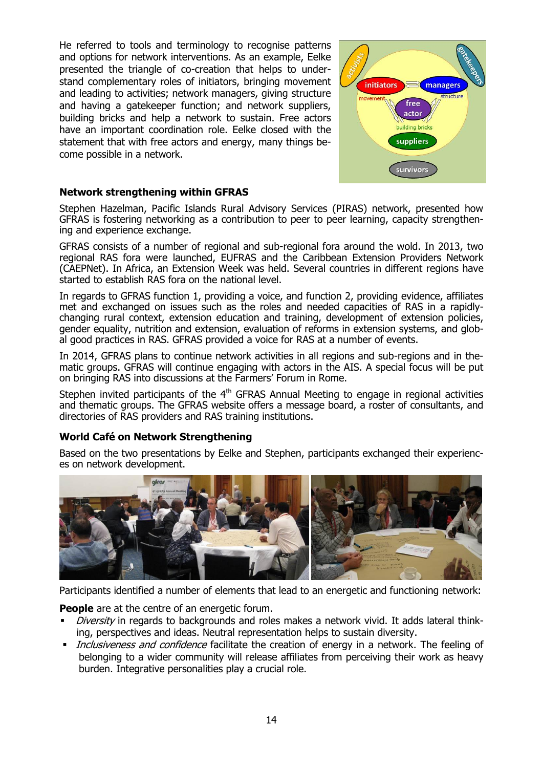He referred to tools and terminology to recognise patterns and options for network interventions. As an example, Eelke presented the triangle of co-creation that helps to understand complementary roles of initiators, bringing movement and leading to activities; network managers, giving structure and having a gatekeeper function; and network suppliers, building bricks and help a network to sustain. Free actors have an important coordination role. Eelke closed with the statement that with free actors and energy, many things become possible in a network.

### Network strengthening within GFRAS

Stephen Hazelman, Pacific Islands Rural Advisory Services (PIRAS) network, presented how GFRAS is fostering networking as a contribution to peer to peer learning, capacity strengthening and experience exchange.

GFRAS consists of a number of regional and sub-regional fora around the wold. In 2013, two regional RAS fora were launched, EUFRAS and the Caribbean Extension Providers Network (CAEPNet). In Africa, an Extension Week was held. Several countries in different regions have started to establish RAS fora on the national level.

In regards to GFRAS function 1, providing a voice, and function 2, providing evidence, affiliates met and exchanged on issues such as the roles and needed capacities of RAS in a rapidly-changing rural context, extension education and training, development of extension policies, gender equality, nutrition and extension, evaluation of reforms in extension systems, and global good practices in RAS. GFRAS provided a voice for RAS at a number of events.

In 2014, GFRAS plans to continue network activities in all regions and sub-regions and in thematic groups. GFRAS will continue engaging with actors in the AIS. A special focus will be put on bringing RAS into discussions at the Farmers' Forum in Rome.

Stephen invited participants of the 4th GFRAS Annual Meeting to engage in regional activities and thematic groups. The GFRAS website offers a message board, a roster of consultants, and directories of RAS providers and RAS training institutions.

### World Café on Network Strengthening

Based on the two presentations by Eelke and Stephen, participants exchanged their experiences on network development.

Participants identified a number of elements that lead to an energetic and functioning network:

**People** are at the centre of an energetic forum.

- *Diversity* in regards to backgrounds and roles makes a network vivid. It adds lateral thinking, perspectives and ideas. Neutral representation helps to sustain diversity.
- *Inclusiveness and confidence* facilitate the creation of energy in a network. The feeling of belonging to a wider community will release affiliates from perceiving their work as heavy burden. Integrative personalities play a crucial role.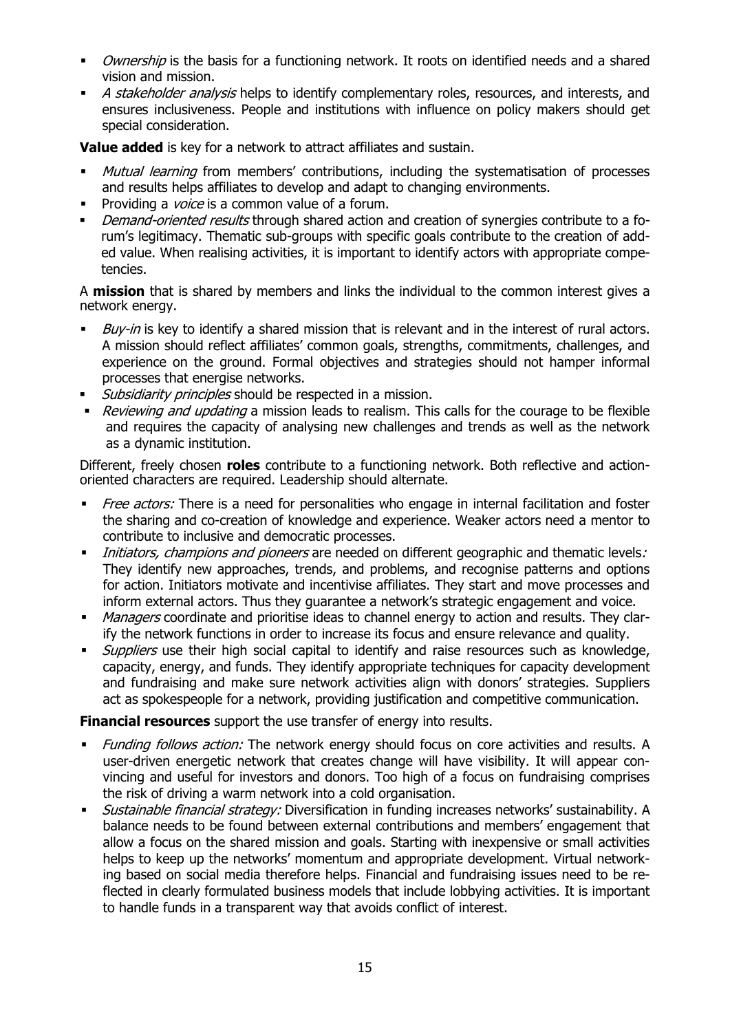- *Ownership* is the basis for a functioning network. It roots on identified needs and a shared vision and mission.
- *A stakeholder analysis* helps to identify complementary roles, resources, and interests, and ensures inclusiveness. People and institutions with influence on policy makers should get special consideration.

**Value added** is key for a network to attract affiliates and sustain.

- *Mutual learning* from members' contributions, including the systematisation of processes and results helps affiliates to develop and adapt to changing environments.
- Providing a *voice* is a common value of a forum.
- *Demand-oriented results* through shared action and creation of synergies contribute to a forum's legitimacy. Thematic sub-groups with specific goals contribute to the creation of added value. When realising activities, it is important to identify actors with appropriate competencies.

A **mission** that is shared by members and links the individual to the common interest gives a network energy.

- *Buy-in* is key to identify a shared mission that is relevant and in the interest of rural actors. A mission should reflect affiliates' common goals, strengths, commitments, challenges, and experience on the ground. Formal objectives and strategies should not hamper informal processes that energise networks.
- *Subsidiarity principles* should be respected in a mission.
- *Reviewing and updating* a mission leads to realism. This calls for the courage to be flexible and requires the capacity of analysing new challenges and trends as well as the network as a dynamic institution.

Different, freely chosen **roles** contribute to a functioning network. Both reflective and action-oriented characters are required. Leadership should alternate.

- *Free actors:* There is a need for personalities who engage in internal facilitation and foster the sharing and co-creation of knowledge and experience. Weaker actors need a mentor to contribute to inclusive and democratic processes.
- *Initiators, champions and pioneers* are needed on different geographic and thematic levels*:* They identify new approaches, trends, and problems, and recognise patterns and options for action. Initiators motivate and incentivise affiliates. They start and move processes and inform external actors. Thus they guarantee a network's strategic engagement and voice.
- *Managers* coordinate and prioritise ideas to channel energy to action and results. They clarify the network functions in order to increase its focus and ensure relevance and quality.
- *Suppliers* use their high social capital to identify and raise resources such as knowledge, capacity, energy, and funds. They identify appropriate techniques for capacity development and fundraising and make sure network activities align with donors' strategies. Suppliers act as spokespeople for a network, providing justification and competitive communication.

**Financial resources** support the use transfer of energy into results.

- *Funding follows action:* The network energy should focus on core activities and results. A user-driven energetic network that creates change will have visibility. It will appear convincing and useful for investors and donors. Too high of a focus on fundraising comprises the risk of driving a warm network into a cold organisation.
- *Sustainable financial strategy:* Diversification in funding increases networks' sustainability. A balance needs to be found between external contributions and members' engagement that allow a focus on the shared mission and goals. Starting with inexpensive or small activities helps to keep up the networks' momentum and appropriate development. Virtual networking based on social media therefore helps. Financial and fundraising issues need to be reflected in clearly formulated business models that include lobbying activities. It is important to handle funds in a transparent way that avoids conflict of interest.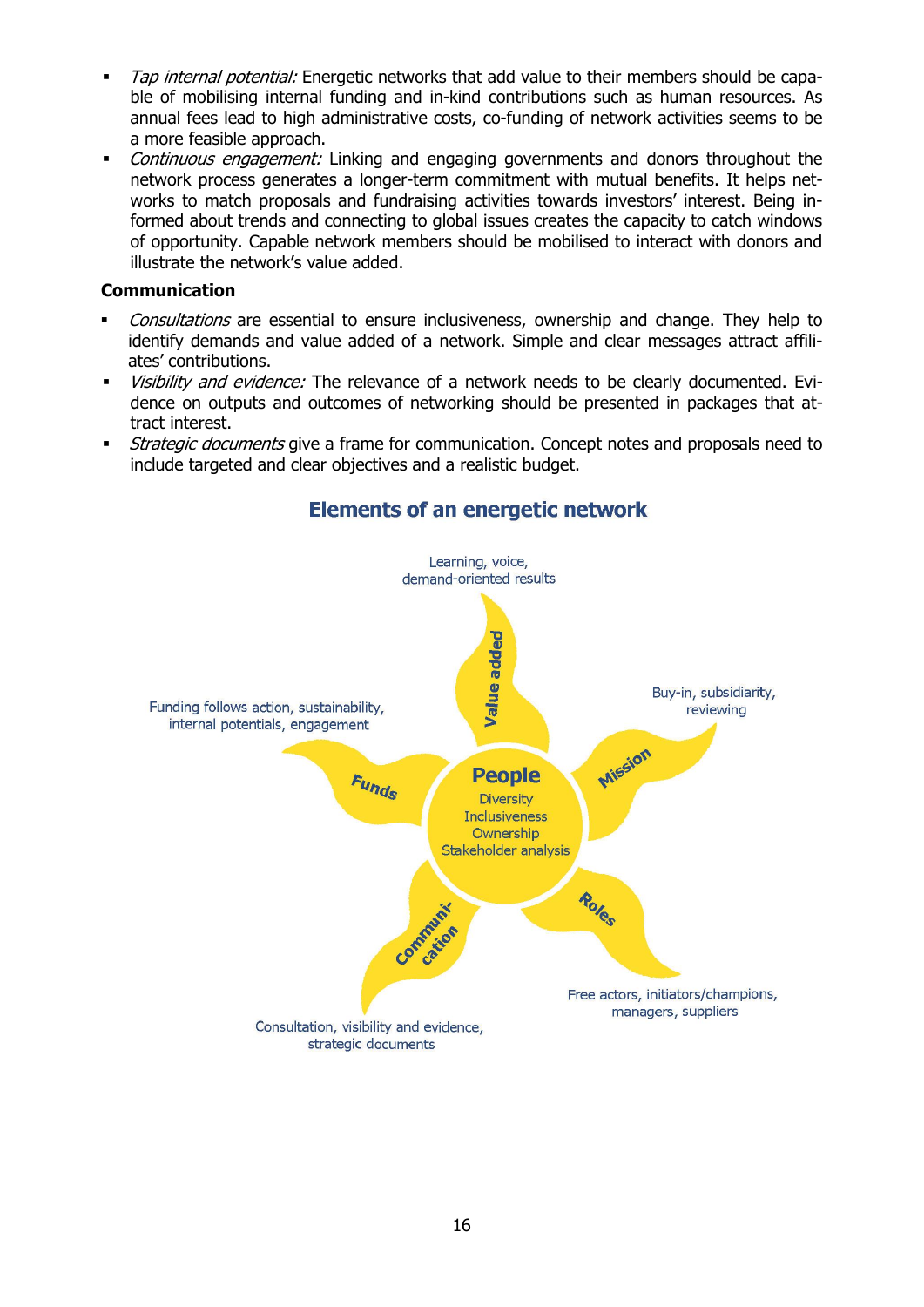- *Tap internal potential:* Energetic networks that add value to their members should be capable of mobilising internal funding and in-kind contributions such as human resources. As annual fees lead to high administrative costs, co-funding of network activities seems to be a more feasible approach.
- *Continuous engagement:* Linking and engaging governments and donors throughout the network process generates a longer-term commitment with mutual benefits. It helps networks to match proposals and fundraising activities towards investors' interest. Being informed about trends and connecting to global issues creates the capacity to catch windows of opportunity. Capable network members should be mobilised to interact with donors and illustrate the network's value added.

**Communication**

- *Consultations* are essential to ensure inclusiveness, ownership and change. They help to identify demands and value added of a network. Simple and clear messages attract affiliates' contributions.
- *Visibility and evidence:* The relevance of a network needs to be clearly documented. Evidence on outputs and outcomes of networking should be presented in packages that attract interest.
- *Strategic documents* give a frame for communication. Concept notes and proposals need to include targeted and clear objectives and a realistic budget.

## Elements of an energetic network

**People**: Diversity, Inclusiveness, Ownership, Stakeholder analysis

- **Value added**: Learning, voice, demand-oriented results
- **Mission**: Buy-in, subsidiarity, reviewing
- **Roles**: Free actors, initiators/champions, managers, suppliers
- **Communication**: Consultation, visibility and evidence, strategic documents
- **Funds**: Funding follows action, sustainability, internal potentials, engagement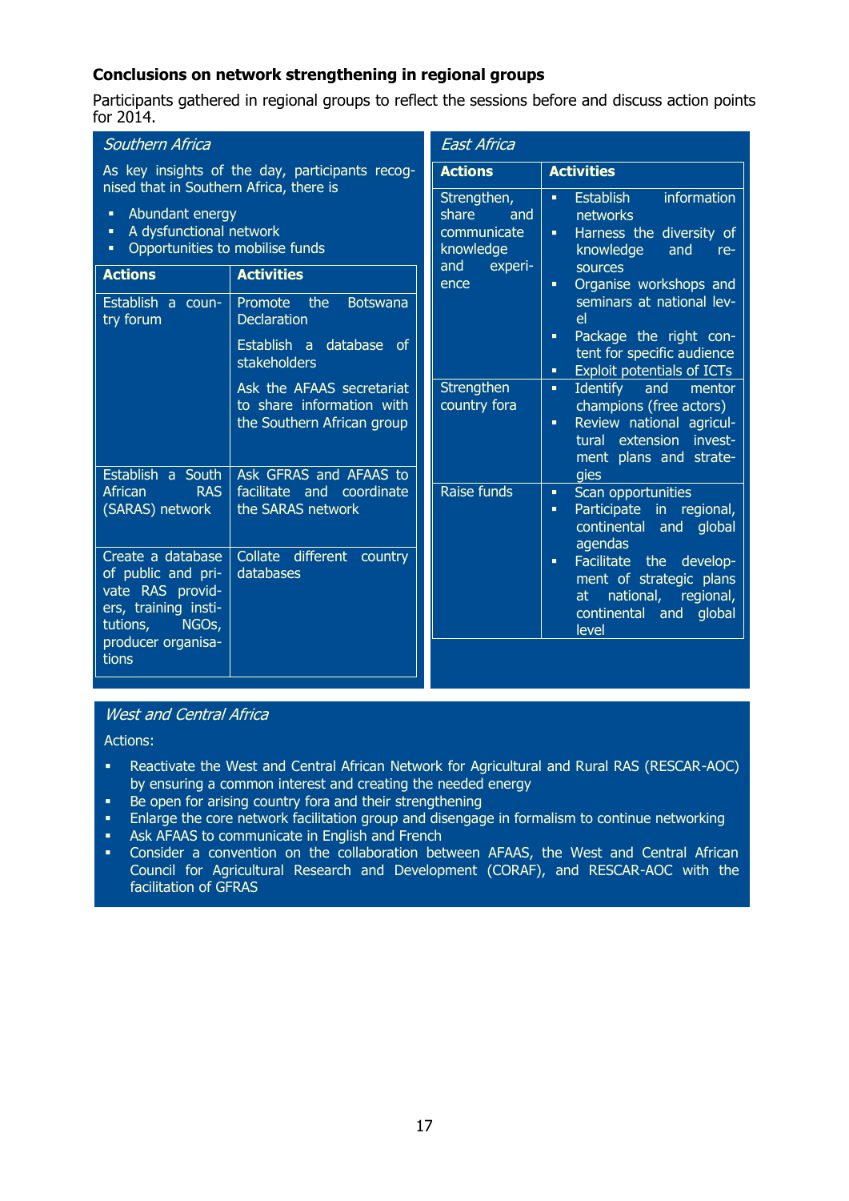### Conclusions on network strengthening in regional groups

Participants gathered in regional groups to reflect the sessions before and discuss action points for 2014.

*Southern Africa*

As key insights of the day, participants recognised that in Southern Africa, there is

- Abundant energy
- A dysfunctional network
- Opportunities to mobilise funds

| Actions | Activities |
|---|---|
| Establish a country forum | Promote the Botswana Declaration<br>Establish a database of stakeholders<br>Ask the AFAAS secretariat to share information with the Southern African group |
| Establish a South African RAS (SARAS) network | Ask GFRAS and AFAAS to facilitate and coordinate the SARAS network |
| Create a database of public and private RAS providers, training institutions, NGOs, producer organisations | Collate different country databases |

*East Africa*

| Actions | Activities |
|---|---|
| Strengthen, share and communicate knowledge and experience | ▪ Establish information networks<br>▪ Harness the diversity of knowledge and resources<br>▪ Organise workshops and seminars at national level<br>▪ Package the right content for specific audience<br>▪ Exploit potentials of ICTs |
| Strengthen country fora | ▪ Identify and mentor champions (free actors)<br>▪ Review national agricultural extension investment plans and strategies |
| Raise funds | ▪ Scan opportunities<br>▪ Participate in regional, continental and global agendas<br>▪ Facilitate the development of strategic plans at national, regional, continental and global level |

*West and Central Africa*

Actions:

- Reactivate the West and Central African Network for Agricultural and Rural RAS (RESCAR-AOC) by ensuring a common interest and creating the needed energy
- Be open for arising country fora and their strengthening
- Enlarge the core network facilitation group and disengage in formalism to continue networking
- Ask AFAAS to communicate in English and French
- Consider a convention on the collaboration between AFAAS, the West and Central African Council for Agricultural Research and Development (CORAF), and RESCAR-AOC with the facilitation of GFRAS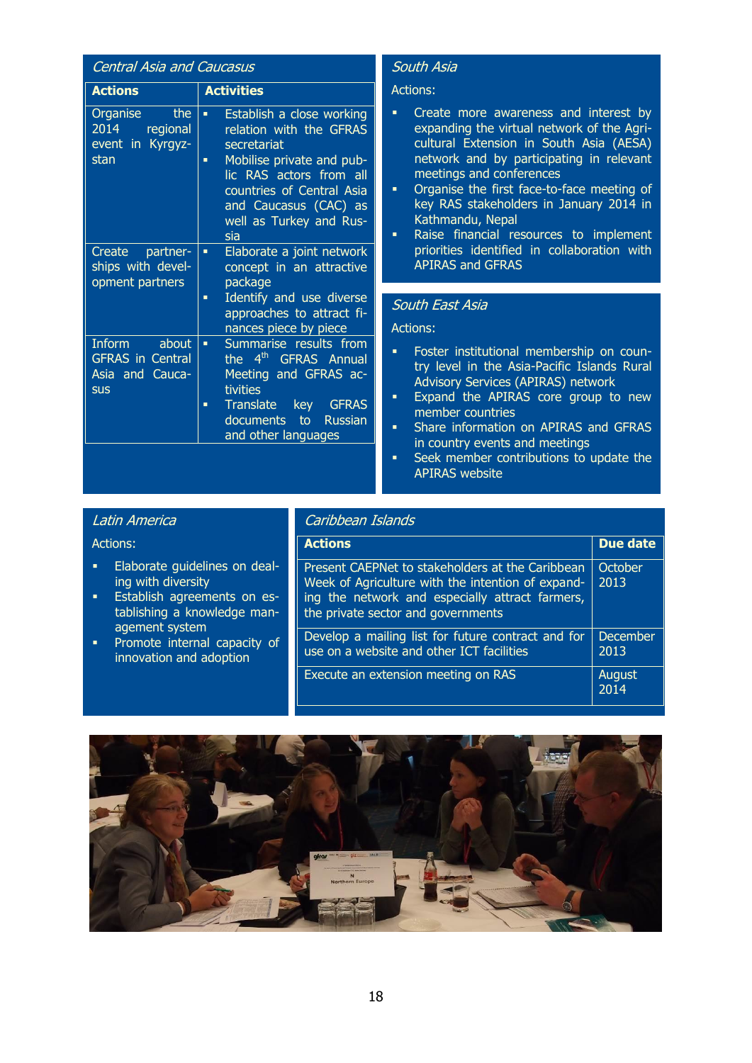### *Central Asia and Caucasus*

| Actions | Activities |
|---|---|
| Organise the 2014 regional event in Kyrgyzstan | ▪ Establish a close working relation with the GFRAS secretariat<br>▪ Mobilise private and public RAS actors from all countries of Central Asia and Caucasus (CAC) as well as Turkey and Russia |
| Create partnerships with development partners | ▪ Elaborate a joint network concept in an attractive package<br>▪ Identify and use diverse approaches to attract finances piece by piece |
| Inform about GFRAS in Central Asia and Caucasus | ▪ Summarise results from the 4th GFRAS Annual Meeting and GFRAS activities<br>▪ Translate key GFRAS documents to Russian and other languages |

### *South Asia*

Actions:

- Create more awareness and interest by expanding the virtual network of the Agricultural Extension in South Asia (AESA) network and by participating in relevant meetings and conferences
- Organise the first face-to-face meeting of key RAS stakeholders in January 2014 in Kathmandu, Nepal
- Raise financial resources to implement priorities identified in collaboration with APIRAS and GFRAS

### *South East Asia*

Actions:

- Foster institutional membership on country level in the Asia-Pacific Islands Rural Advisory Services (APIRAS) network
- Expand the APIRAS core group to new member countries
- Share information on APIRAS and GFRAS in country events and meetings
- Seek member contributions to update the APIRAS website

### *Latin America*

Actions:

- Elaborate guidelines on dealing with diversity
- Establish agreements on establishing a knowledge management system
- Promote internal capacity of innovation and adoption

### *Caribbean Islands*

| Actions | Due date |
|---|---|
| Present CAEPNet to stakeholders at the Caribbean Week of Agriculture with the intention of expanding the network and especially attract farmers, the private sector and governments | October 2013 |
| Develop a mailing list for future contract and for use on a website and other ICT facilities | December 2013 |
| Execute an extension meeting on RAS | August 2014 |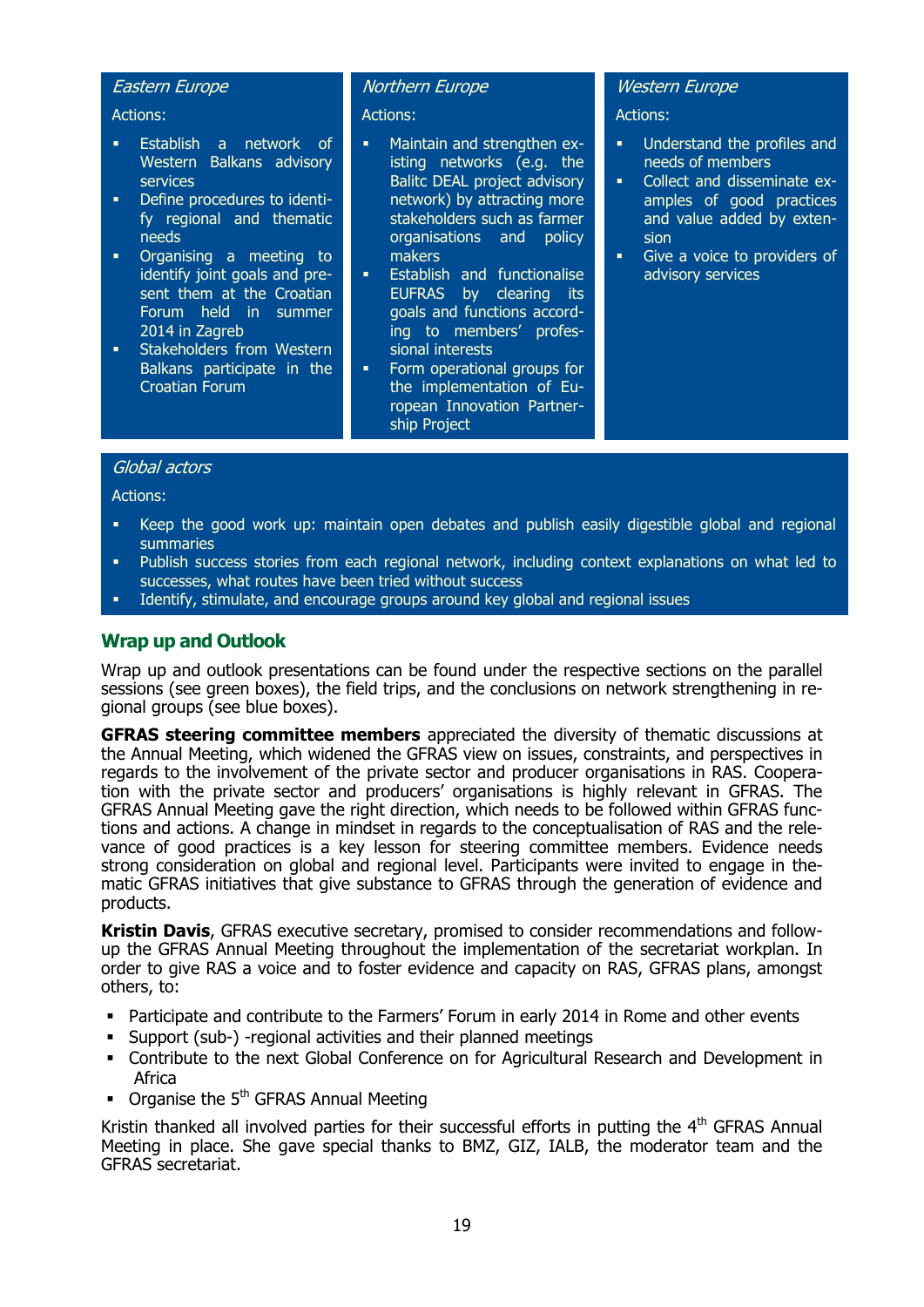*Eastern Europe*

Actions:

- Establish a network of Western Balkans advisory services
- Define procedures to identify regional and thematic needs
- Organising a meeting to identify joint goals and present them at the Croatian Forum held in summer 2014 in Zagreb
- Stakeholders from Western Balkans participate in the Croatian Forum

*Northern Europe*

Actions:

- Maintain and strengthen existing networks (e.g. the Balitc DEAL project advisory network) by attracting more stakeholders such as farmer organisations and policy makers
- Establish and functionalise EUFRAS by clearing its goals and functions according to members' professional interests
- Form operational groups for the implementation of European Innovation Partnership Project

*Western Europe*

Actions:

- Understand the profiles and needs of members
- Collect and disseminate examples of good practices and value added by extension
- Give a voice to providers of advisory services

*Global actors*

Actions:

- Keep the good work up: maintain open debates and publish easily digestible global and regional summaries
- Publish success stories from each regional network, including context explanations on what led to successes, what routes have been tried without success
- Identify, stimulate, and encourage groups around key global and regional issues

## Wrap up and Outlook

Wrap up and outlook presentations can be found under the respective sections on the parallel sessions (see green boxes), the field trips, and the conclusions on network strengthening in regional groups (see blue boxes).

**GFRAS steering committee members** appreciated the diversity of thematic discussions at the Annual Meeting, which widened the GFRAS view on issues, constraints, and perspectives in regards to the involvement of the private sector and producer organisations in RAS. Cooperation with the private sector and producers' organisations is highly relevant in GFRAS. The GFRAS Annual Meeting gave the right direction, which needs to be followed within GFRAS functions and actions. A change in mindset in regards to the conceptualisation of RAS and the relevance of good practices is a key lesson for steering committee members. Evidence needs strong consideration on global and regional level. Participants were invited to engage in thematic GFRAS initiatives that give substance to GFRAS through the generation of evidence and products.

**Kristin Davis**, GFRAS executive secretary, promised to consider recommendations and follow-up the GFRAS Annual Meeting throughout the implementation of the secretariat workplan. In order to give RAS a voice and to foster evidence and capacity on RAS, GFRAS plans, amongst others, to:

- Participate and contribute to the Farmers' Forum in early 2014 in Rome and other events
- Support (sub-) -regional activities and their planned meetings
- Contribute to the next Global Conference on for Agricultural Research and Development in Africa
- Organise the 5th GFRAS Annual Meeting

Kristin thanked all involved parties for their successful efforts in putting the 4th GFRAS Annual Meeting in place. She gave special thanks to BMZ, GIZ, IALB, the moderator team and the GFRAS secretariat.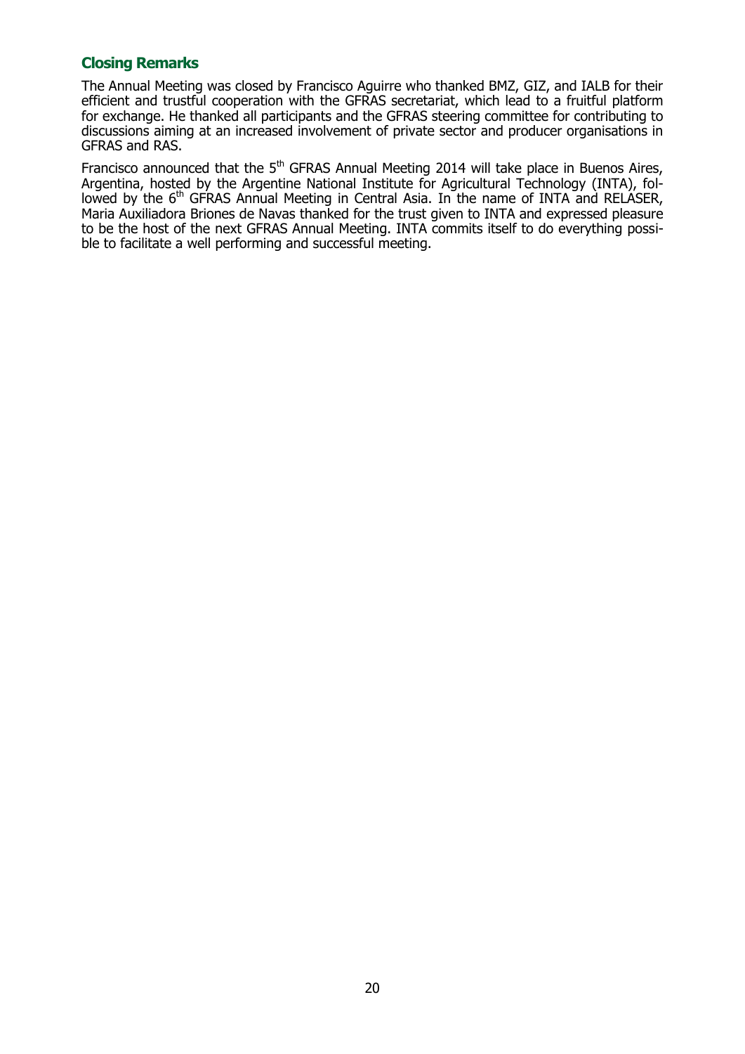## Closing Remarks

The Annual Meeting was closed by Francisco Aguirre who thanked BMZ, GIZ, and IALB for their efficient and trustful cooperation with the GFRAS secretariat, which lead to a fruitful platform for exchange. He thanked all participants and the GFRAS steering committee for contributing to discussions aiming at an increased involvement of private sector and producer organisations in GFRAS and RAS.

Francisco announced that the 5th GFRAS Annual Meeting 2014 will take place in Buenos Aires, Argentina, hosted by the Argentine National Institute for Agricultural Technology (INTA), followed by the 6th GFRAS Annual Meeting in Central Asia. In the name of INTA and RELASER, Maria Auxiliadora Briones de Navas thanked for the trust given to INTA and expressed pleasure to be the host of the next GFRAS Annual Meeting. INTA commits itself to do everything possible to facilitate a well performing and successful meeting.